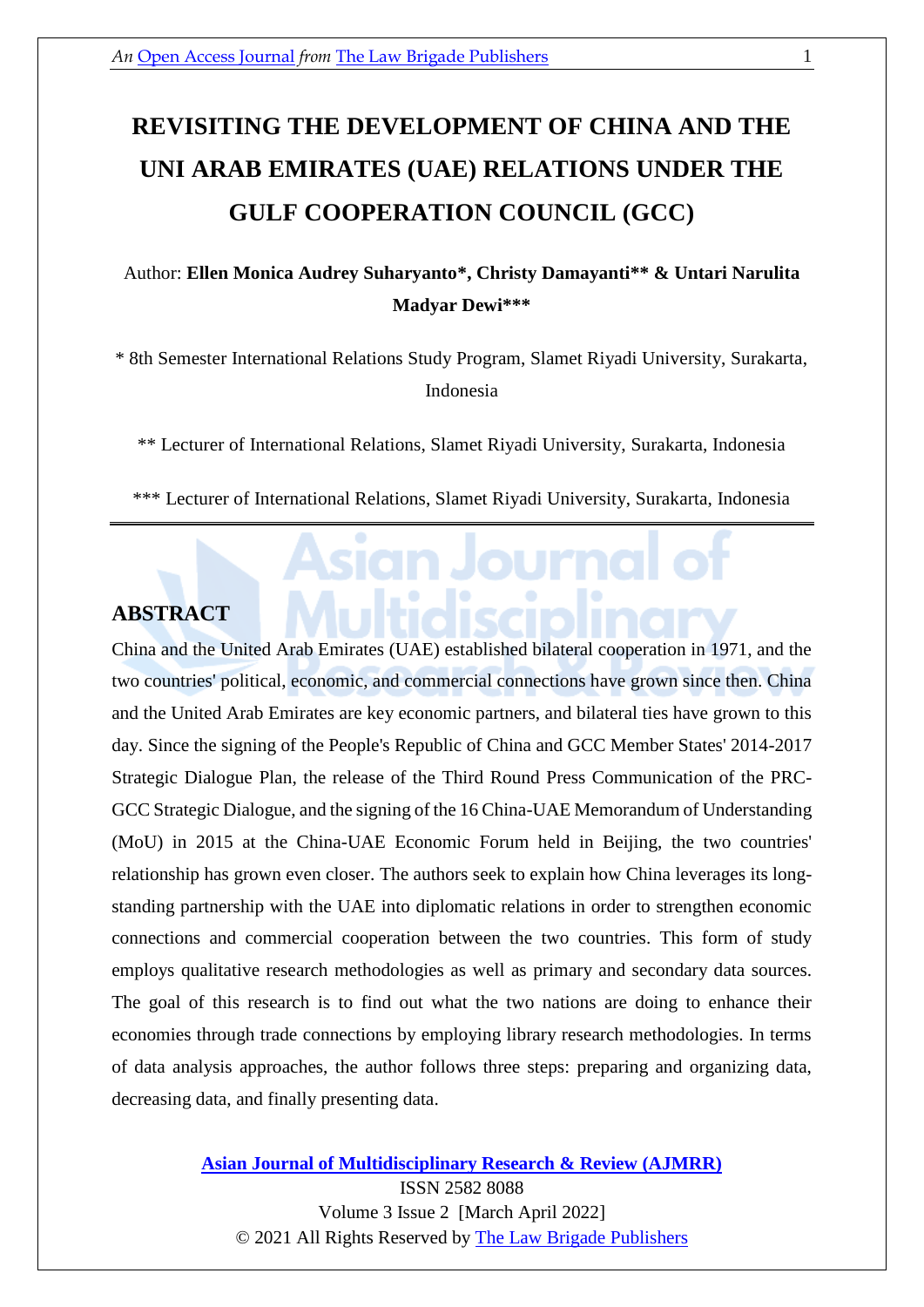# REVISITING THE DEVELOPMENT OF CHINA AND THE UNI ARAB EMIRATES (UAE) RELATIONS UNDER THE GULF COOPERATION COUNCIL (GCC)

Author: **Ellen Monica Audrey Suharyanto\*, Christy Damayanti\*\* & Untari Narulita Madyar Dewi\*\*\***

\* 8th Semester International Relations Study Program, Slamet Riyadi University, Surakarta, Indonesia

\*\* Lecturer of International Relations, Slamet Riyadi University, Surakarta, Indonesia

\*\*\* Lecturer of International Relations, Slamet Riyadi University, Surakarta, Indonesia

---

## ABSTRACT

China and the United Arab Emirates (UAE) established bilateral cooperation in 1971, and the two countries' political, economic, and commercial connections have grown since then. China and the United Arab Emirates are key economic partners, and bilateral ties have grown to this day. Since the signing of the People's Republic of China and GCC Member States' 2014-2017 Strategic Dialogue Plan, the release of the Third Round Press Communication of the PRC-GCC Strategic Dialogue, and the signing of the 16 China-UAE Memorandum of Understanding (MoU) in 2015 at the China-UAE Economic Forum held in Beijing, the two countries' relationship has grown even closer. The authors seek to explain how China leverages its long-standing partnership with the UAE into diplomatic relations in order to strengthen economic connections and commercial cooperation between the two countries. This form of study employs qualitative research methodologies as well as primary and secondary data sources. The goal of this research is to find out what the two nations are doing to enhance their economies through trade connections by employing library research methodologies. In terms of data analysis approaches, the author follows three steps: preparing and organizing data, decreasing data, and finally presenting data.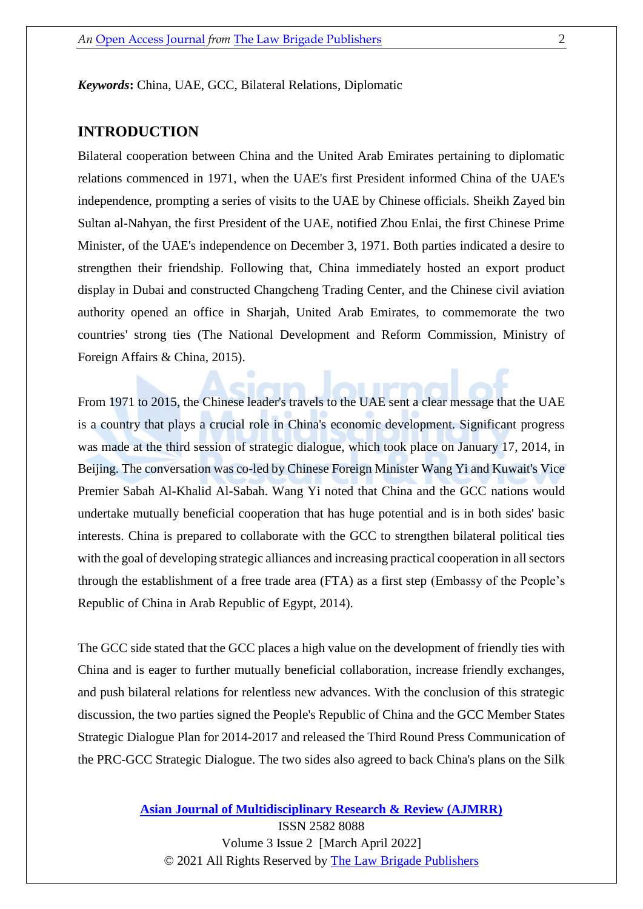**Keywords:** China, UAE, GCC, Bilateral Relations, Diplomatic

## INTRODUCTION

Bilateral cooperation between China and the United Arab Emirates pertaining to diplomatic relations commenced in 1971, when the UAE's first President informed China of the UAE's independence, prompting a series of visits to the UAE by Chinese officials. Sheikh Zayed bin Sultan al-Nahyan, the first President of the UAE, notified Zhou Enlai, the first Chinese Prime Minister, of the UAE's independence on December 3, 1971. Both parties indicated a desire to strengthen their friendship. Following that, China immediately hosted an export product display in Dubai and constructed Changcheng Trading Center, and the Chinese civil aviation authority opened an office in Sharjah, United Arab Emirates, to commemorate the two countries' strong ties (The National Development and Reform Commission, Ministry of Foreign Affairs & China, 2015).

From 1971 to 2015, the Chinese leader's travels to the UAE sent a clear message that the UAE is a country that plays a crucial role in China's economic development. Significant progress was made at the third session of strategic dialogue, which took place on January 17, 2014, in Beijing. The conversation was co-led by Chinese Foreign Minister Wang Yi and Kuwait's Vice Premier Sabah Al-Khalid Al-Sabah. Wang Yi noted that China and the GCC nations would undertake mutually beneficial cooperation that has huge potential and is in both sides' basic interests. China is prepared to collaborate with the GCC to strengthen bilateral political ties with the goal of developing strategic alliances and increasing practical cooperation in all sectors through the establishment of a free trade area (FTA) as a first step (Embassy of the People's Republic of China in Arab Republic of Egypt, 2014).

The GCC side stated that the GCC places a high value on the development of friendly ties with China and is eager to further mutually beneficial collaboration, increase friendly exchanges, and push bilateral relations for relentless new advances. With the conclusion of this strategic discussion, the two parties signed the People's Republic of China and the GCC Member States Strategic Dialogue Plan for 2014-2017 and released the Third Round Press Communication of the PRC-GCC Strategic Dialogue. The two sides also agreed to back China's plans on the Silk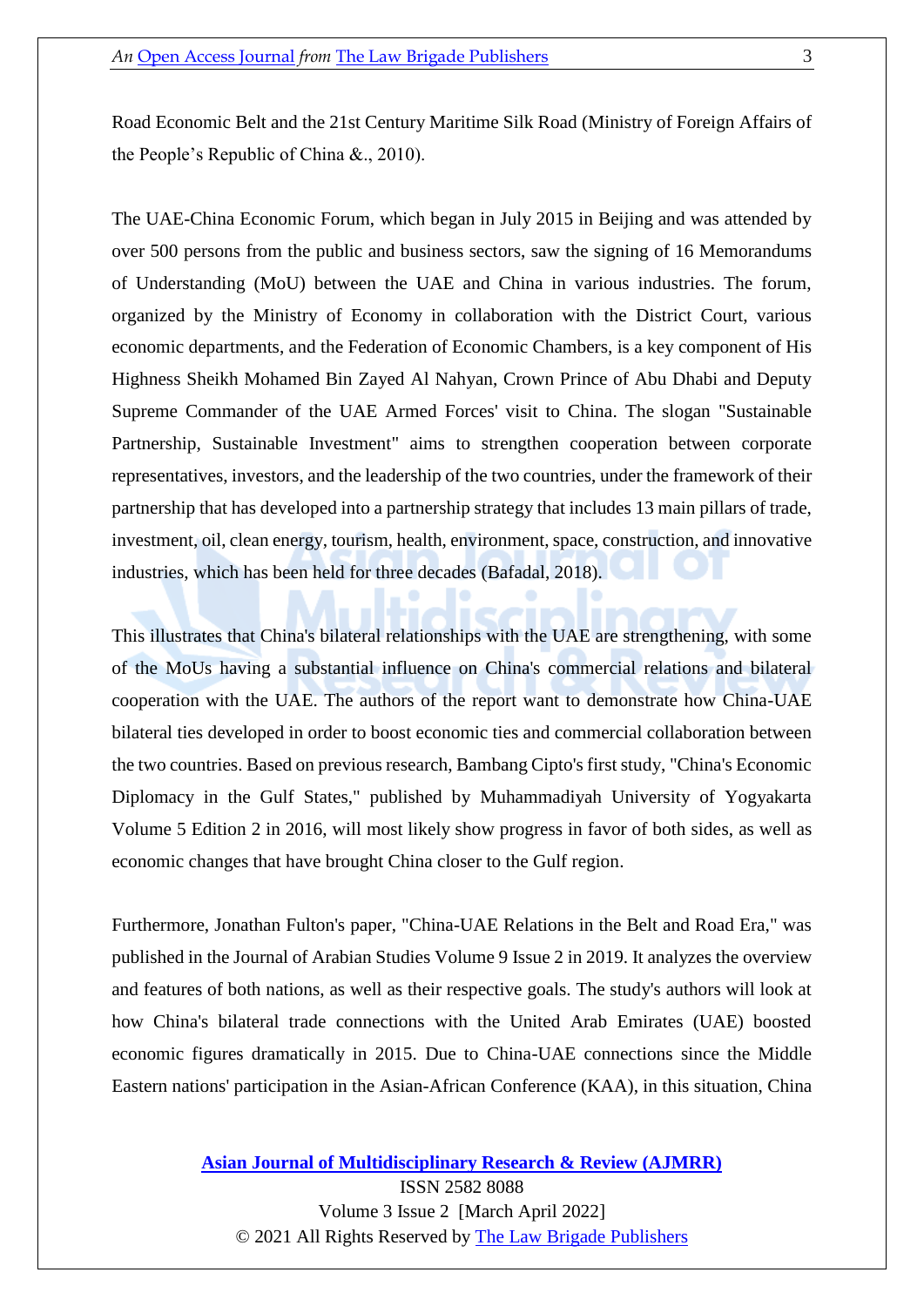Road Economic Belt and the 21st Century Maritime Silk Road (Ministry of Foreign Affairs of the People's Republic of China &., 2010).

The UAE-China Economic Forum, which began in July 2015 in Beijing and was attended by over 500 persons from the public and business sectors, saw the signing of 16 Memorandums of Understanding (MoU) between the UAE and China in various industries. The forum, organized by the Ministry of Economy in collaboration with the District Court, various economic departments, and the Federation of Economic Chambers, is a key component of His Highness Sheikh Mohamed Bin Zayed Al Nahyan, Crown Prince of Abu Dhabi and Deputy Supreme Commander of the UAE Armed Forces' visit to China. The slogan "Sustainable Partnership, Sustainable Investment" aims to strengthen cooperation between corporate representatives, investors, and the leadership of the two countries, under the framework of their partnership that has developed into a partnership strategy that includes 13 main pillars of trade, investment, oil, clean energy, tourism, health, environment, space, construction, and innovative industries, which has been held for three decades (Bafadal, 2018).

This illustrates that China's bilateral relationships with the UAE are strengthening, with some of the MoUs having a substantial influence on China's commercial relations and bilateral cooperation with the UAE. The authors of the report want to demonstrate how China-UAE bilateral ties developed in order to boost economic ties and commercial collaboration between the two countries. Based on previous research, Bambang Cipto's first study, "China's Economic Diplomacy in the Gulf States," published by Muhammadiyah University of Yogyakarta Volume 5 Edition 2 in 2016, will most likely show progress in favor of both sides, as well as economic changes that have brought China closer to the Gulf region.

Furthermore, Jonathan Fulton's paper, "China-UAE Relations in the Belt and Road Era," was published in the Journal of Arabian Studies Volume 9 Issue 2 in 2019. It analyzes the overview and features of both nations, as well as their respective goals. The study's authors will look at how China's bilateral trade connections with the United Arab Emirates (UAE) boosted economic figures dramatically in 2015. Due to China-UAE connections since the Middle Eastern nations' participation in the Asian-African Conference (KAA), in this situation, China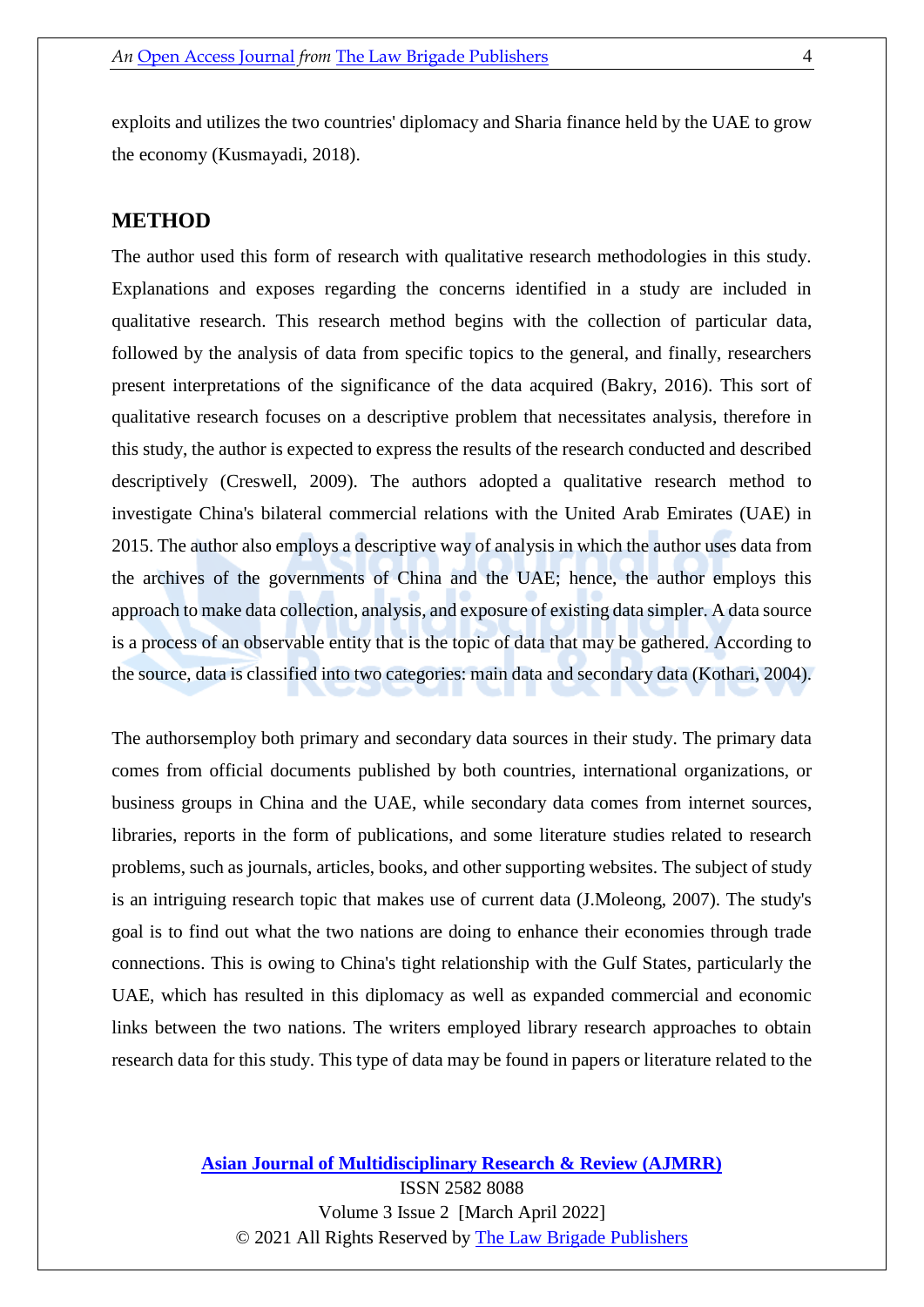exploits and utilizes the two countries' diplomacy and Sharia finance held by the UAE to grow the economy (Kusmayadi, 2018).

## METHOD

The author used this form of research with qualitative research methodologies in this study. Explanations and exposes regarding the concerns identified in a study are included in qualitative research. This research method begins with the collection of particular data, followed by the analysis of data from specific topics to the general, and finally, researchers present interpretations of the significance of the data acquired (Bakry, 2016). This sort of qualitative research focuses on a descriptive problem that necessitates analysis, therefore in this study, the author is expected to express the results of the research conducted and described descriptively (Creswell, 2009). The authors adopted a qualitative research method to investigate China's bilateral commercial relations with the United Arab Emirates (UAE) in 2015. The author also employs a descriptive way of analysis in which the author uses data from the archives of the governments of China and the UAE; hence, the author employs this approach to make data collection, analysis, and exposure of existing data simpler. A data source is a process of an observable entity that is the topic of data that may be gathered. According to the source, data is classified into two categories: main data and secondary data (Kothari, 2004).

The authorsemploy both primary and secondary data sources in their study. The primary data comes from official documents published by both countries, international organizations, or business groups in China and the UAE, while secondary data comes from internet sources, libraries, reports in the form of publications, and some literature studies related to research problems, such as journals, articles, books, and other supporting websites. The subject of study is an intriguing research topic that makes use of current data (J.Moleong, 2007). The study's goal is to find out what the two nations are doing to enhance their economies through trade connections. This is owing to China's tight relationship with the Gulf States, particularly the UAE, which has resulted in this diplomacy as well as expanded commercial and economic links between the two nations. The writers employed library research approaches to obtain research data for this study. This type of data may be found in papers or literature related to the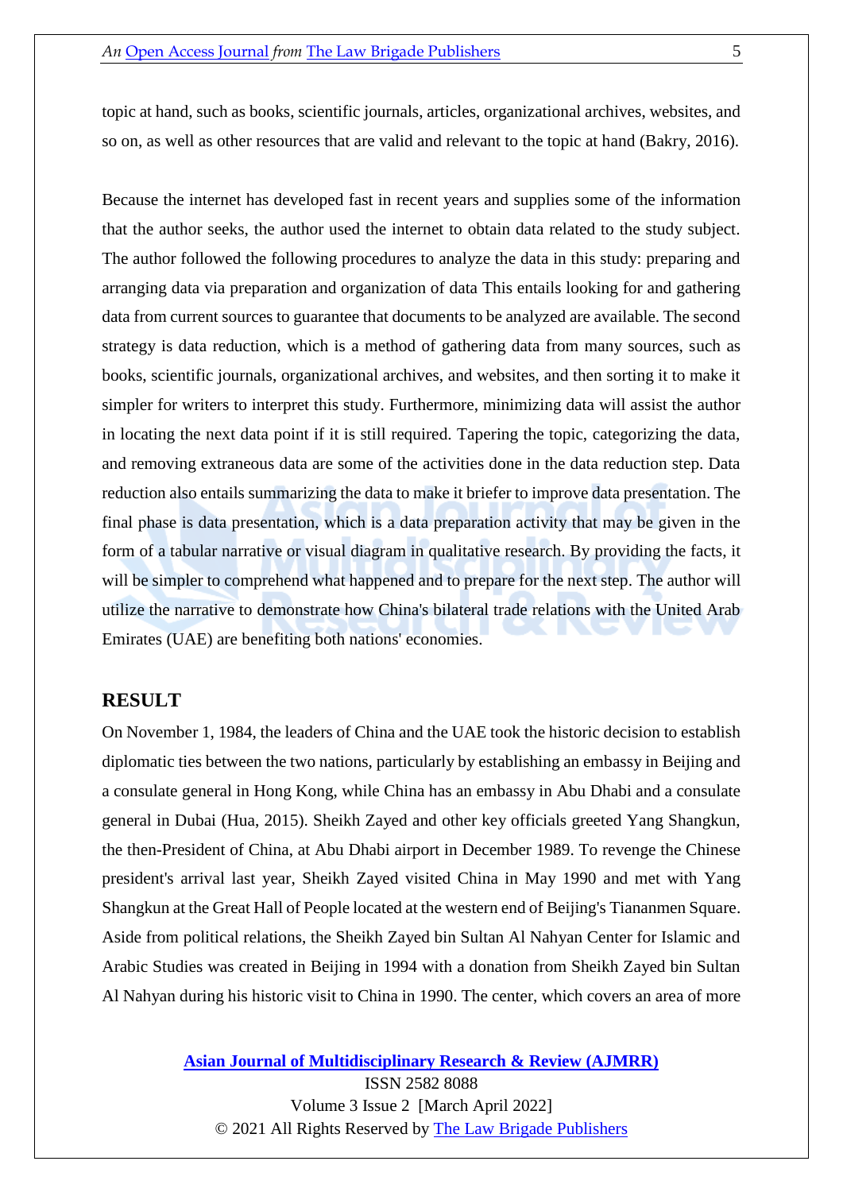topic at hand, such as books, scientific journals, articles, organizational archives, websites, and so on, as well as other resources that are valid and relevant to the topic at hand (Bakry, 2016).

Because the internet has developed fast in recent years and supplies some of the information that the author seeks, the author used the internet to obtain data related to the study subject. The author followed the following procedures to analyze the data in this study: preparing and arranging data via preparation and organization of data This entails looking for and gathering data from current sources to guarantee that documents to be analyzed are available. The second strategy is data reduction, which is a method of gathering data from many sources, such as books, scientific journals, organizational archives, and websites, and then sorting it to make it simpler for writers to interpret this study. Furthermore, minimizing data will assist the author in locating the next data point if it is still required. Tapering the topic, categorizing the data, and removing extraneous data are some of the activities done in the data reduction step. Data reduction also entails summarizing the data to make it briefer to improve data presentation. The final phase is data presentation, which is a data preparation activity that may be given in the form of a tabular narrative or visual diagram in qualitative research. By providing the facts, it will be simpler to comprehend what happened and to prepare for the next step. The author will utilize the narrative to demonstrate how China's bilateral trade relations with the United Arab Emirates (UAE) are benefiting both nations' economies.

## RESULT

On November 1, 1984, the leaders of China and the UAE took the historic decision to establish diplomatic ties between the two nations, particularly by establishing an embassy in Beijing and a consulate general in Hong Kong, while China has an embassy in Abu Dhabi and a consulate general in Dubai (Hua, 2015). Sheikh Zayed and other key officials greeted Yang Shangkun, the then-President of China, at Abu Dhabi airport in December 1989. To revenge the Chinese president's arrival last year, Sheikh Zayed visited China in May 1990 and met with Yang Shangkun at the Great Hall of People located at the western end of Beijing's Tiananmen Square. Aside from political relations, the Sheikh Zayed bin Sultan Al Nahyan Center for Islamic and Arabic Studies was created in Beijing in 1994 with a donation from Sheikh Zayed bin Sultan Al Nahyan during his historic visit to China in 1990. The center, which covers an area of more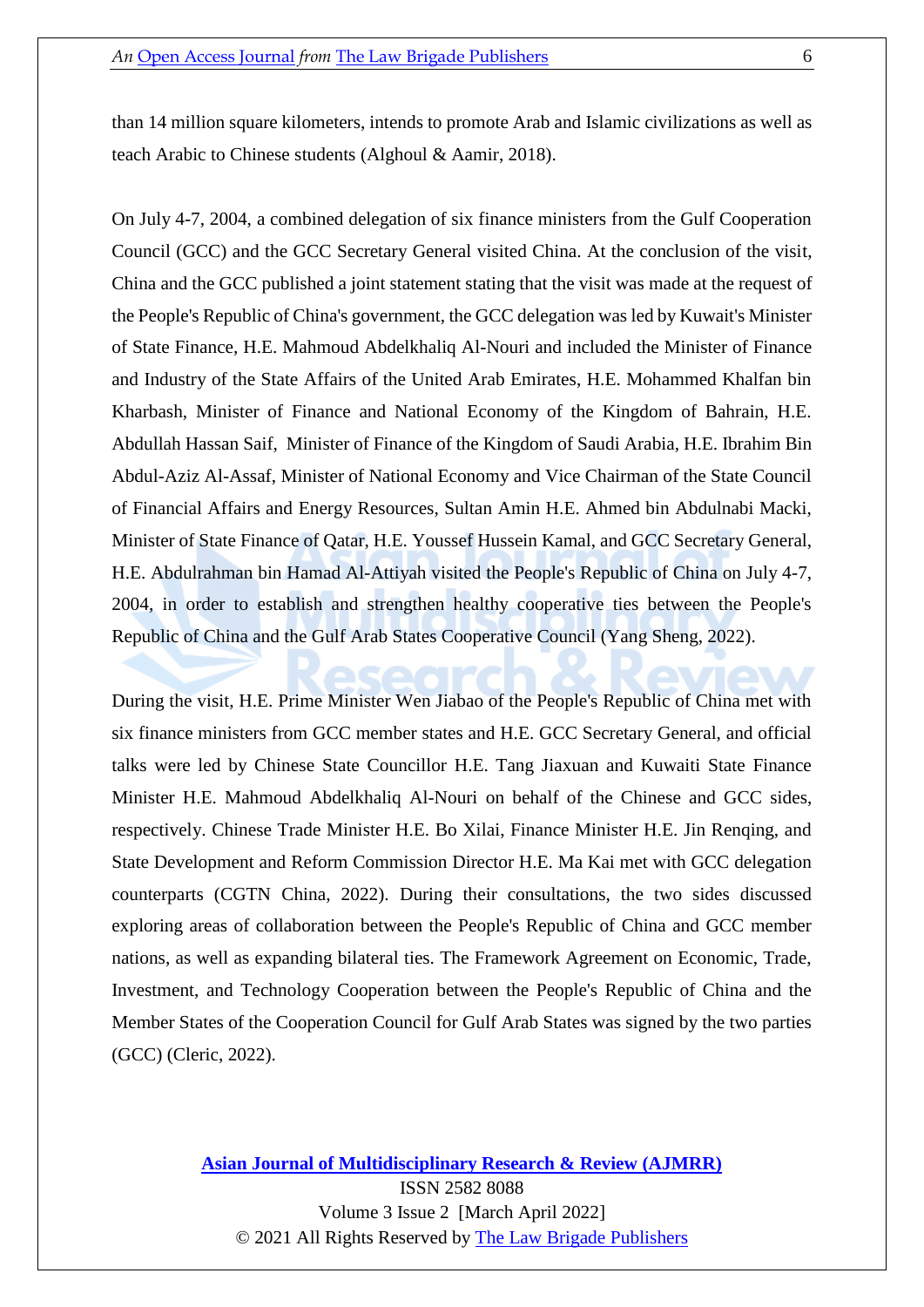than 14 million square kilometers, intends to promote Arab and Islamic civilizations as well as teach Arabic to Chinese students (Alghoul & Aamir, 2018).

On July 4-7, 2004, a combined delegation of six finance ministers from the Gulf Cooperation Council (GCC) and the GCC Secretary General visited China. At the conclusion of the visit, China and the GCC published a joint statement stating that the visit was made at the request of the People's Republic of China's government, the GCC delegation was led by Kuwait's Minister of State Finance, H.E. Mahmoud Abdelkhaliq Al-Nouri and included the Minister of Finance and Industry of the State Affairs of the United Arab Emirates, H.E. Mohammed Khalfan bin Kharbash, Minister of Finance and National Economy of the Kingdom of Bahrain, H.E. Abdullah Hassan Saif, Minister of Finance of the Kingdom of Saudi Arabia, H.E. Ibrahim Bin Abdul-Aziz Al-Assaf, Minister of National Economy and Vice Chairman of the State Council of Financial Affairs and Energy Resources, Sultan Amin H.E. Ahmed bin Abdulnabi Macki, Minister of State Finance of Qatar, H.E. Youssef Hussein Kamal, and GCC Secretary General, H.E. Abdulrahman bin Hamad Al-Attiyah visited the People's Republic of China on July 4-7, 2004, in order to establish and strengthen healthy cooperative ties between the People's Republic of China and the Gulf Arab States Cooperative Council (Yang Sheng, 2022).

During the visit, H.E. Prime Minister Wen Jiabao of the People's Republic of China met with six finance ministers from GCC member states and H.E. GCC Secretary General, and official talks were led by Chinese State Councillor H.E. Tang Jiaxuan and Kuwaiti State Finance Minister H.E. Mahmoud Abdelkhaliq Al-Nouri on behalf of the Chinese and GCC sides, respectively. Chinese Trade Minister H.E. Bo Xilai, Finance Minister H.E. Jin Renqing, and State Development and Reform Commission Director H.E. Ma Kai met with GCC delegation counterparts (CGTN China, 2022). During their consultations, the two sides discussed exploring areas of collaboration between the People's Republic of China and GCC member nations, as well as expanding bilateral ties. The Framework Agreement on Economic, Trade, Investment, and Technology Cooperation between the People's Republic of China and the Member States of the Cooperation Council for Gulf Arab States was signed by the two parties (GCC) (Cleric, 2022).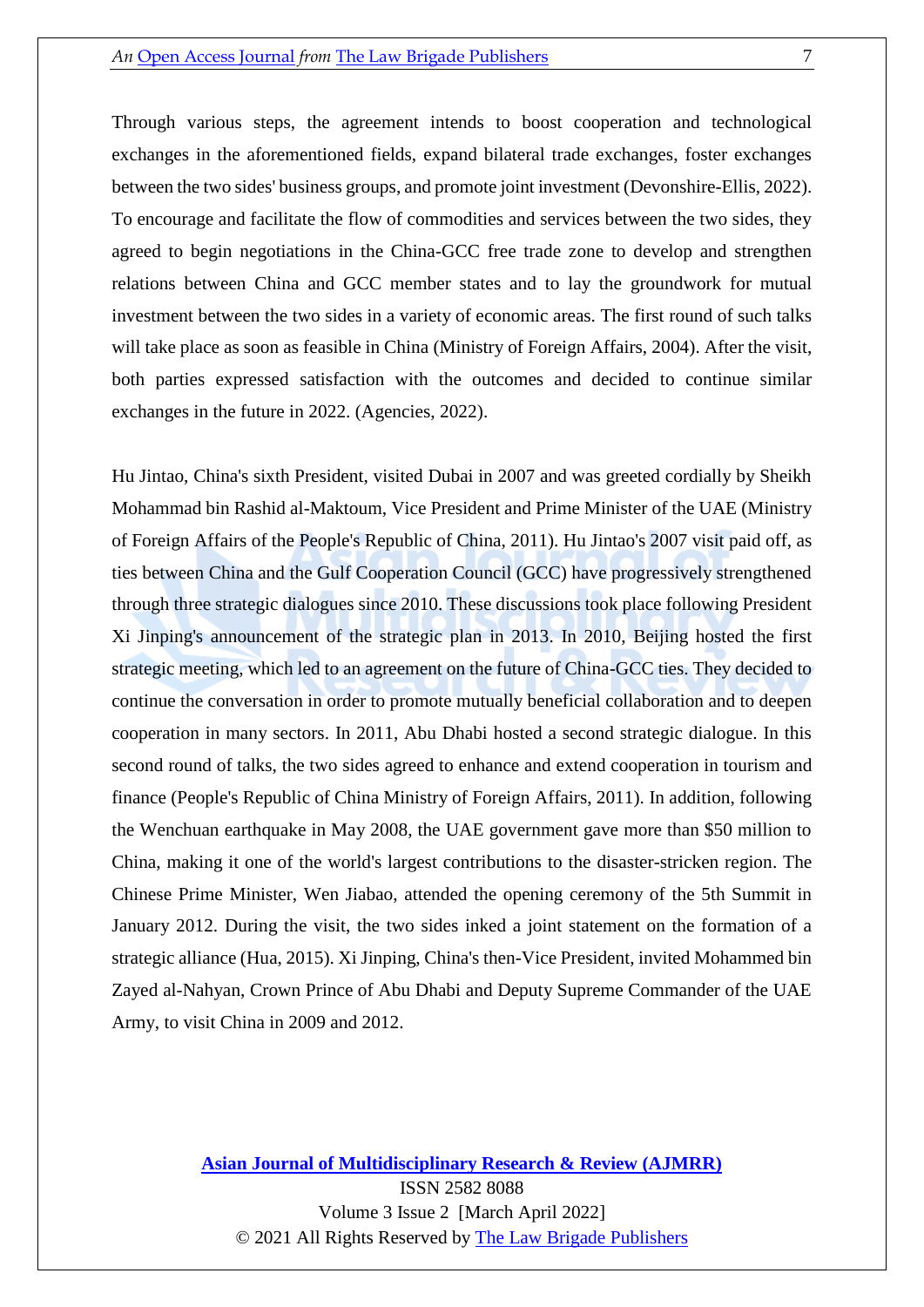Through various steps, the agreement intends to boost cooperation and technological exchanges in the aforementioned fields, expand bilateral trade exchanges, foster exchanges between the two sides' business groups, and promote joint investment (Devonshire-Ellis, 2022). To encourage and facilitate the flow of commodities and services between the two sides, they agreed to begin negotiations in the China-GCC free trade zone to develop and strengthen relations between China and GCC member states and to lay the groundwork for mutual investment between the two sides in a variety of economic areas. The first round of such talks will take place as soon as feasible in China (Ministry of Foreign Affairs, 2004). After the visit, both parties expressed satisfaction with the outcomes and decided to continue similar exchanges in the future in 2022. (Agencies, 2022).

Hu Jintao, China's sixth President, visited Dubai in 2007 and was greeted cordially by Sheikh Mohammad bin Rashid al-Maktoum, Vice President and Prime Minister of the UAE (Ministry of Foreign Affairs of the People's Republic of China, 2011). Hu Jintao's 2007 visit paid off, as ties between China and the Gulf Cooperation Council (GCC) have progressively strengthened through three strategic dialogues since 2010. These discussions took place following President Xi Jinping's announcement of the strategic plan in 2013. In 2010, Beijing hosted the first strategic meeting, which led to an agreement on the future of China-GCC ties. They decided to continue the conversation in order to promote mutually beneficial collaboration and to deepen cooperation in many sectors. In 2011, Abu Dhabi hosted a second strategic dialogue. In this second round of talks, the two sides agreed to enhance and extend cooperation in tourism and finance (People's Republic of China Ministry of Foreign Affairs, 2011). In addition, following the Wenchuan earthquake in May 2008, the UAE government gave more than $50 million to China, making it one of the world's largest contributions to the disaster-stricken region. The Chinese Prime Minister, Wen Jiabao, attended the opening ceremony of the 5th Summit in January 2012. During the visit, the two sides inked a joint statement on the formation of a strategic alliance (Hua, 2015). Xi Jinping, China's then-Vice President, invited Mohammed bin Zayed al-Nahyan, Crown Prince of Abu Dhabi and Deputy Supreme Commander of the UAE Army, to visit China in 2009 and 2012.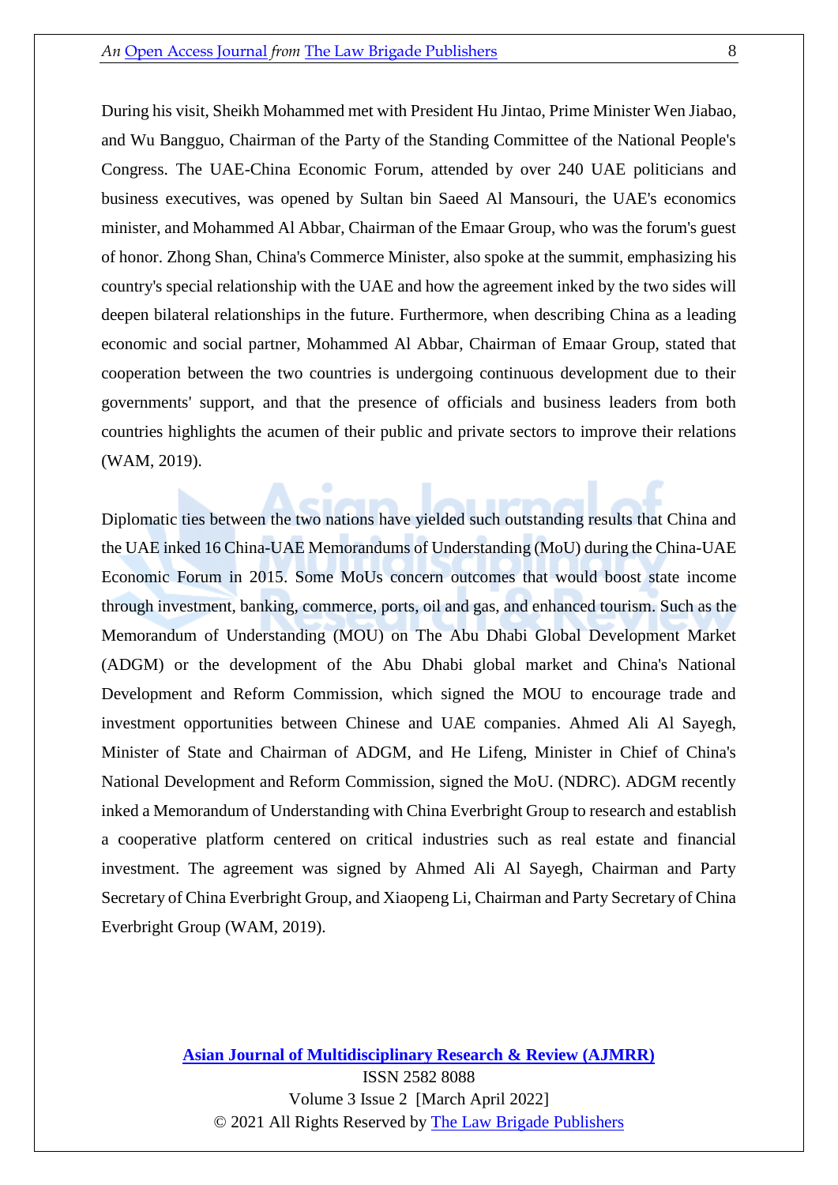During his visit, Sheikh Mohammed met with President Hu Jintao, Prime Minister Wen Jiabao, and Wu Bangguo, Chairman of the Party of the Standing Committee of the National People's Congress. The UAE-China Economic Forum, attended by over 240 UAE politicians and business executives, was opened by Sultan bin Saeed Al Mansouri, the UAE's economics minister, and Mohammed Al Abbar, Chairman of the Emaar Group, who was the forum's guest of honor. Zhong Shan, China's Commerce Minister, also spoke at the summit, emphasizing his country's special relationship with the UAE and how the agreement inked by the two sides will deepen bilateral relationships in the future. Furthermore, when describing China as a leading economic and social partner, Mohammed Al Abbar, Chairman of Emaar Group, stated that cooperation between the two countries is undergoing continuous development due to their governments' support, and that the presence of officials and business leaders from both countries highlights the acumen of their public and private sectors to improve their relations (WAM, 2019).

Diplomatic ties between the two nations have yielded such outstanding results that China and the UAE inked 16 China-UAE Memorandums of Understanding (MoU) during the China-UAE Economic Forum in 2015. Some MoUs concern outcomes that would boost state income through investment, banking, commerce, ports, oil and gas, and enhanced tourism. Such as the Memorandum of Understanding (MOU) on The Abu Dhabi Global Development Market (ADGM) or the development of the Abu Dhabi global market and China's National Development and Reform Commission, which signed the MOU to encourage trade and investment opportunities between Chinese and UAE companies. Ahmed Ali Al Sayegh, Minister of State and Chairman of ADGM, and He Lifeng, Minister in Chief of China's National Development and Reform Commission, signed the MoU. (NDRC). ADGM recently inked a Memorandum of Understanding with China Everbright Group to research and establish a cooperative platform centered on critical industries such as real estate and financial investment. The agreement was signed by Ahmed Ali Al Sayegh, Chairman and Party Secretary of China Everbright Group, and Xiaopeng Li, Chairman and Party Secretary of China Everbright Group (WAM, 2019).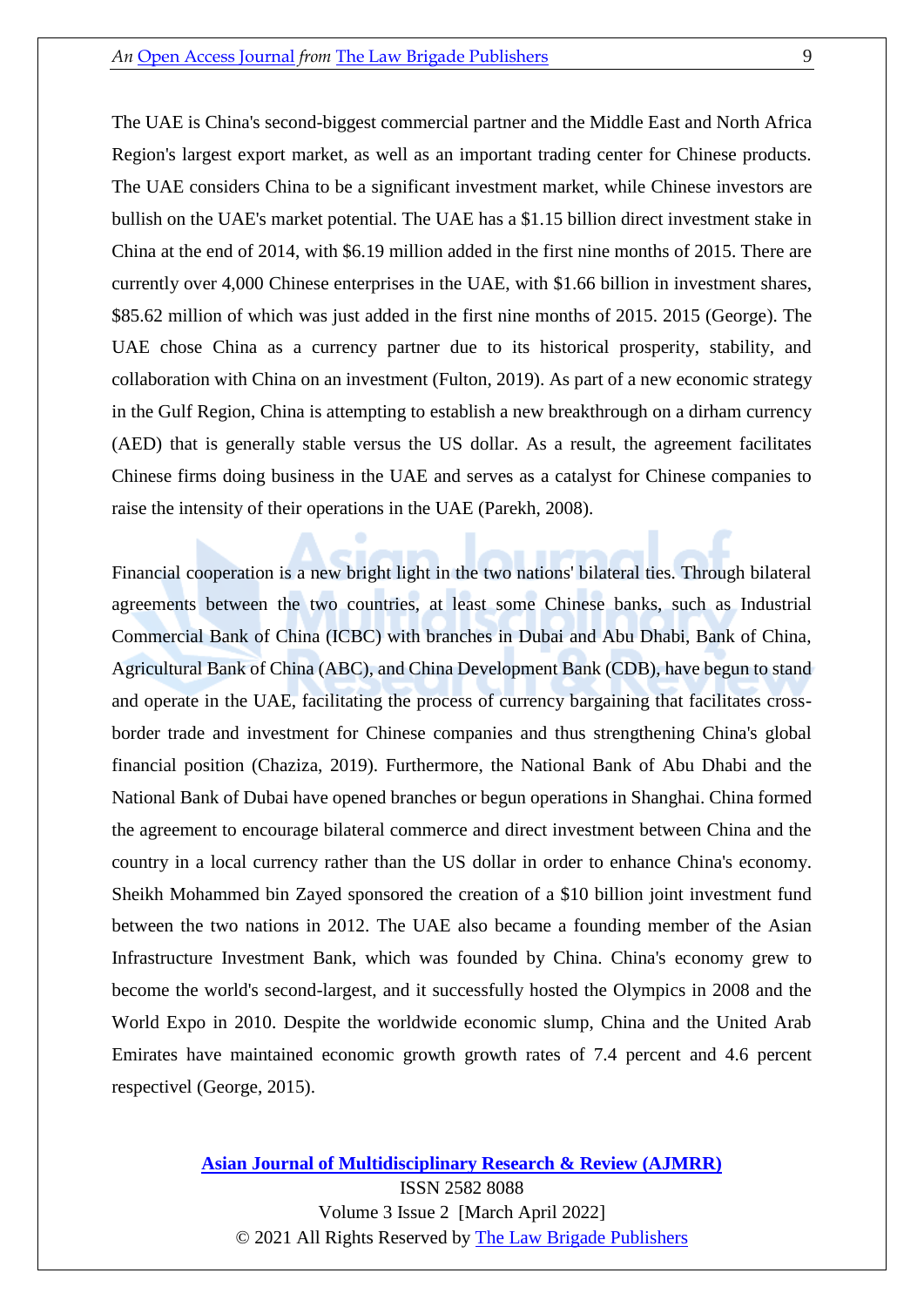The UAE is China's second-biggest commercial partner and the Middle East and North Africa Region's largest export market, as well as an important trading center for Chinese products. The UAE considers China to be a significant investment market, while Chinese investors are bullish on the UAE's market potential. The UAE has a $1.15 billion direct investment stake in China at the end of 2014, with $6.19 million added in the first nine months of 2015. There are currently over 4,000 Chinese enterprises in the UAE, with $1.66 billion in investment shares, $85.62 million of which was just added in the first nine months of 2015. 2015 (George). The UAE chose China as a currency partner due to its historical prosperity, stability, and collaboration with China on an investment (Fulton, 2019). As part of a new economic strategy in the Gulf Region, China is attempting to establish a new breakthrough on a dirham currency (AED) that is generally stable versus the US dollar. As a result, the agreement facilitates Chinese firms doing business in the UAE and serves as a catalyst for Chinese companies to raise the intensity of their operations in the UAE (Parekh, 2008).

Financial cooperation is a new bright light in the two nations' bilateral ties. Through bilateral agreements between the two countries, at least some Chinese banks, such as Industrial Commercial Bank of China (ICBC) with branches in Dubai and Abu Dhabi, Bank of China, Agricultural Bank of China (ABC), and China Development Bank (CDB), have begun to stand and operate in the UAE, facilitating the process of currency bargaining that facilitates cross-border trade and investment for Chinese companies and thus strengthening China's global financial position (Chaziza, 2019). Furthermore, the National Bank of Abu Dhabi and the National Bank of Dubai have opened branches or begun operations in Shanghai. China formed the agreement to encourage bilateral commerce and direct investment between China and the country in a local currency rather than the US dollar in order to enhance China's economy. Sheikh Mohammed bin Zayed sponsored the creation of a $10 billion joint investment fund between the two nations in 2012. The UAE also became a founding member of the Asian Infrastructure Investment Bank, which was founded by China. China's economy grew to become the world's second-largest, and it successfully hosted the Olympics in 2008 and the World Expo in 2010. Despite the worldwide economic slump, China and the United Arab Emirates have maintained economic growth growth rates of 7.4 percent and 4.6 percent respective! (George, 2015).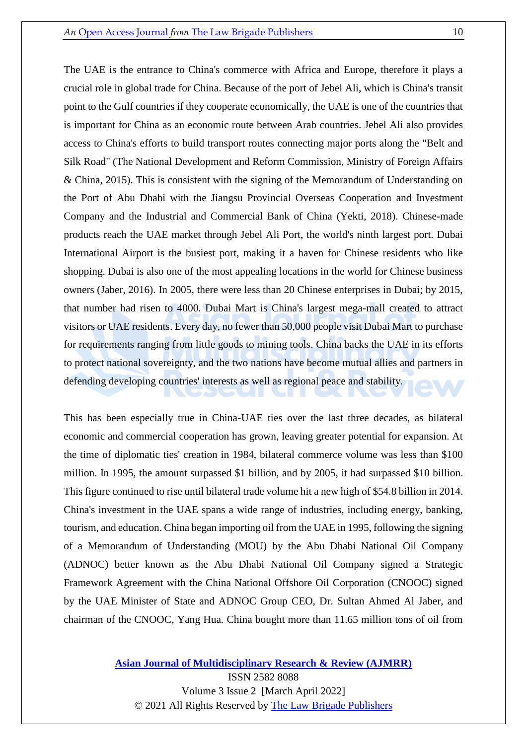The UAE is the entrance to China's commerce with Africa and Europe, therefore it plays a crucial role in global trade for China. Because of the port of Jebel Ali, which is China's transit point to the Gulf countries if they cooperate economically, the UAE is one of the countries that is important for China as an economic route between Arab countries. Jebel Ali also provides access to China's efforts to build transport routes connecting major ports along the "Belt and Silk Road" (The National Development and Reform Commission, Ministry of Foreign Affairs & China, 2015). This is consistent with the signing of the Memorandum of Understanding on the Port of Abu Dhabi with the Jiangsu Provincial Overseas Cooperation and Investment Company and the Industrial and Commercial Bank of China (Yekti, 2018). Chinese-made products reach the UAE market through Jebel Ali Port, the world's ninth largest port. Dubai International Airport is the busiest port, making it a haven for Chinese residents who like shopping. Dubai is also one of the most appealing locations in the world for Chinese business owners (Jaber, 2016). In 2005, there were less than 20 Chinese enterprises in Dubai; by 2015, that number had risen to 4000. Dubai Mart is China's largest mega-mall created to attract visitors or UAE residents. Every day, no fewer than 50,000 people visit Dubai Mart to purchase for requirements ranging from little goods to mining tools. China backs the UAE in its efforts to protect national sovereignty, and the two nations have become mutual allies and partners in defending developing countries' interests as well as regional peace and stability.

This has been especially true in China-UAE ties over the last three decades, as bilateral economic and commercial cooperation has grown, leaving greater potential for expansion. At the time of diplomatic ties' creation in 1984, bilateral commerce volume was less than $100 million. In 1995, the amount surpassed $1 billion, and by 2005, it had surpassed $10 billion. This figure continued to rise until bilateral trade volume hit a new high of $54.8 billion in 2014. China's investment in the UAE spans a wide range of industries, including energy, banking, tourism, and education. China began importing oil from the UAE in 1995, following the signing of a Memorandum of Understanding (MOU) by the Abu Dhabi National Oil Company (ADNOC) better known as the Abu Dhabi National Oil Company signed a Strategic Framework Agreement with the China National Offshore Oil Corporation (CNOOC) signed by the UAE Minister of State and ADNOC Group CEO, Dr. Sultan Ahmed Al Jaber, and chairman of the CNOOC, Yang Hua. China bought more than 11.65 million tons of oil from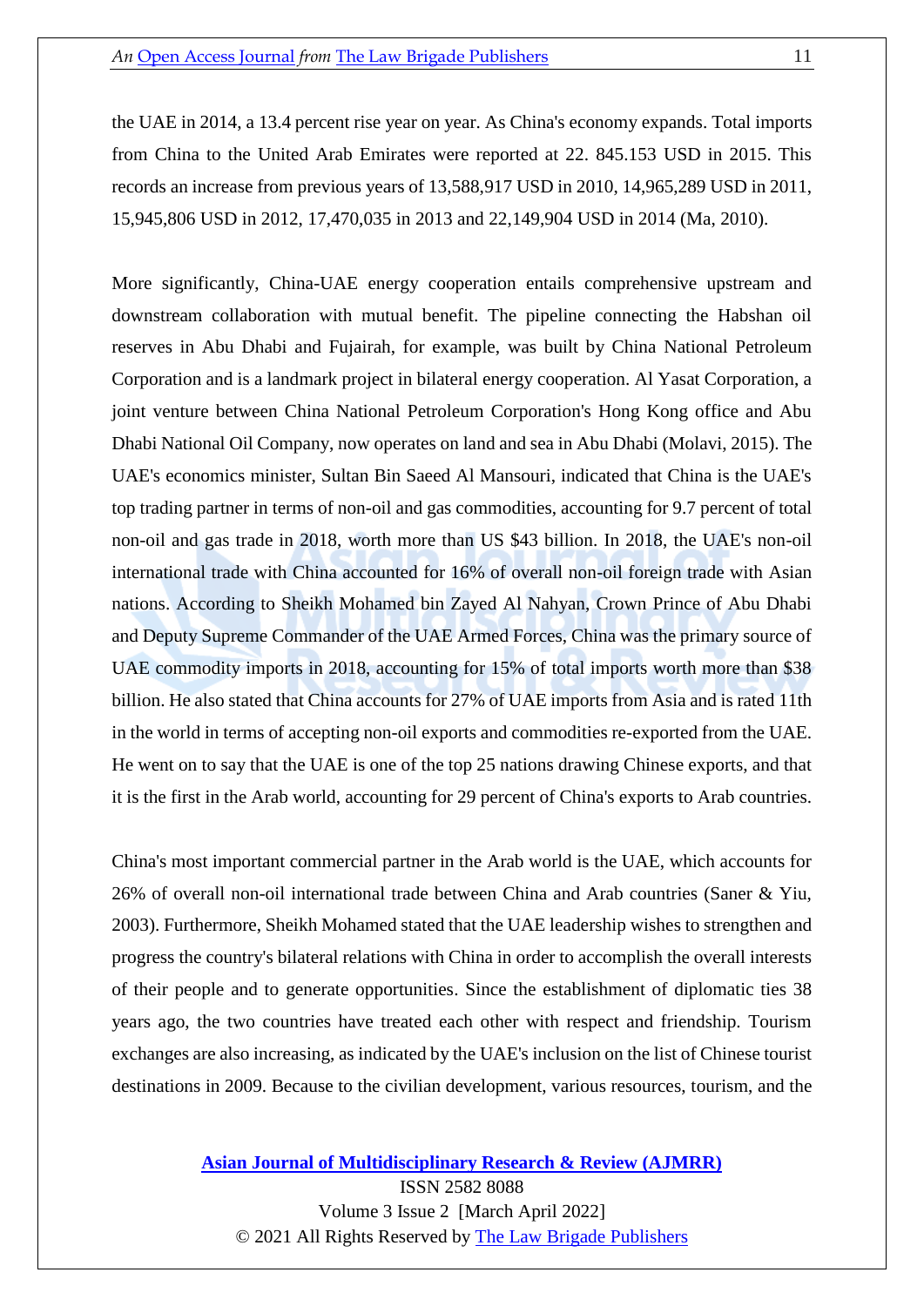the UAE in 2014, a 13.4 percent rise year on year. As China's economy expands. Total imports from China to the United Arab Emirates were reported at 22. 845.153 USD in 2015. This records an increase from previous years of 13,588,917 USD in 2010, 14,965,289 USD in 2011, 15,945,806 USD in 2012, 17,470,035 in 2013 and 22,149,904 USD in 2014 (Ma, 2010).

More significantly, China-UAE energy cooperation entails comprehensive upstream and downstream collaboration with mutual benefit. The pipeline connecting the Habshan oil reserves in Abu Dhabi and Fujairah, for example, was built by China National Petroleum Corporation and is a landmark project in bilateral energy cooperation. Al Yasat Corporation, a joint venture between China National Petroleum Corporation's Hong Kong office and Abu Dhabi National Oil Company, now operates on land and sea in Abu Dhabi (Molavi, 2015). The UAE's economics minister, Sultan Bin Saeed Al Mansouri, indicated that China is the UAE's top trading partner in terms of non-oil and gas commodities, accounting for 9.7 percent of total non-oil and gas trade in 2018, worth more than US $43 billion. In 2018, the UAE's non-oil international trade with China accounted for 16% of overall non-oil foreign trade with Asian nations. According to Sheikh Mohamed bin Zayed Al Nahyan, Crown Prince of Abu Dhabi and Deputy Supreme Commander of the UAE Armed Forces, China was the primary source of UAE commodity imports in 2018, accounting for 15% of total imports worth more than $38 billion. He also stated that China accounts for 27% of UAE imports from Asia and is rated 11th in the world in terms of accepting non-oil exports and commodities re-exported from the UAE. He went on to say that the UAE is one of the top 25 nations drawing Chinese exports, and that it is the first in the Arab world, accounting for 29 percent of China's exports to Arab countries.

China's most important commercial partner in the Arab world is the UAE, which accounts for 26% of overall non-oil international trade between China and Arab countries (Saner & Yiu, 2003). Furthermore, Sheikh Mohamed stated that the UAE leadership wishes to strengthen and progress the country's bilateral relations with China in order to accomplish the overall interests of their people and to generate opportunities. Since the establishment of diplomatic ties 38 years ago, the two countries have treated each other with respect and friendship. Tourism exchanges are also increasing, as indicated by the UAE's inclusion on the list of Chinese tourist destinations in 2009. Because to the civilian development, various resources, tourism, and the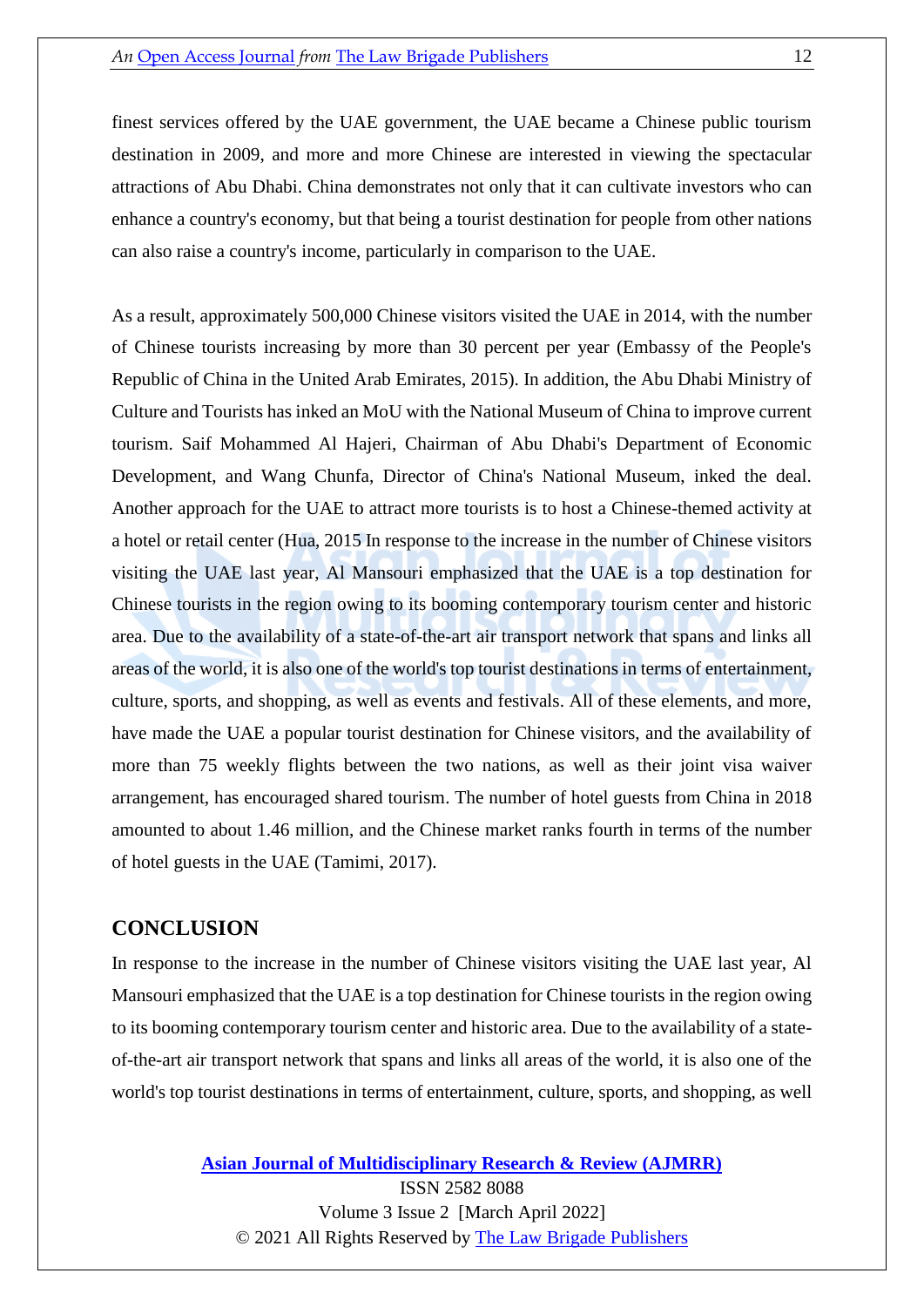finest services offered by the UAE government, the UAE became a Chinese public tourism destination in 2009, and more and more Chinese are interested in viewing the spectacular attractions of Abu Dhabi. China demonstrates not only that it can cultivate investors who can enhance a country's economy, but that being a tourist destination for people from other nations can also raise a country's income, particularly in comparison to the UAE.

As a result, approximately 500,000 Chinese visitors visited the UAE in 2014, with the number of Chinese tourists increasing by more than 30 percent per year (Embassy of the People's Republic of China in the United Arab Emirates, 2015). In addition, the Abu Dhabi Ministry of Culture and Tourists has inked an MoU with the National Museum of China to improve current tourism. Saif Mohammed Al Hajeri, Chairman of Abu Dhabi's Department of Economic Development, and Wang Chunfa, Director of China's National Museum, inked the deal. Another approach for the UAE to attract more tourists is to host a Chinese-themed activity at a hotel or retail center (Hua, 2015 In response to the increase in the number of Chinese visitors visiting the UAE last year, Al Mansouri emphasized that the UAE is a top destination for Chinese tourists in the region owing to its booming contemporary tourism center and historic area. Due to the availability of a state-of-the-art air transport network that spans and links all areas of the world, it is also one of the world's top tourist destinations in terms of entertainment, culture, sports, and shopping, as well as events and festivals. All of these elements, and more, have made the UAE a popular tourist destination for Chinese visitors, and the availability of more than 75 weekly flights between the two nations, as well as their joint visa waiver arrangement, has encouraged shared tourism. The number of hotel guests from China in 2018 amounted to about 1.46 million, and the Chinese market ranks fourth in terms of the number of hotel guests in the UAE (Tamimi, 2017).

## CONCLUSION

In response to the increase in the number of Chinese visitors visiting the UAE last year, Al Mansouri emphasized that the UAE is a top destination for Chinese tourists in the region owing to its booming contemporary tourism center and historic area. Due to the availability of a state-of-the-art air transport network that spans and links all areas of the world, it is also one of the world's top tourist destinations in terms of entertainment, culture, sports, and shopping, as well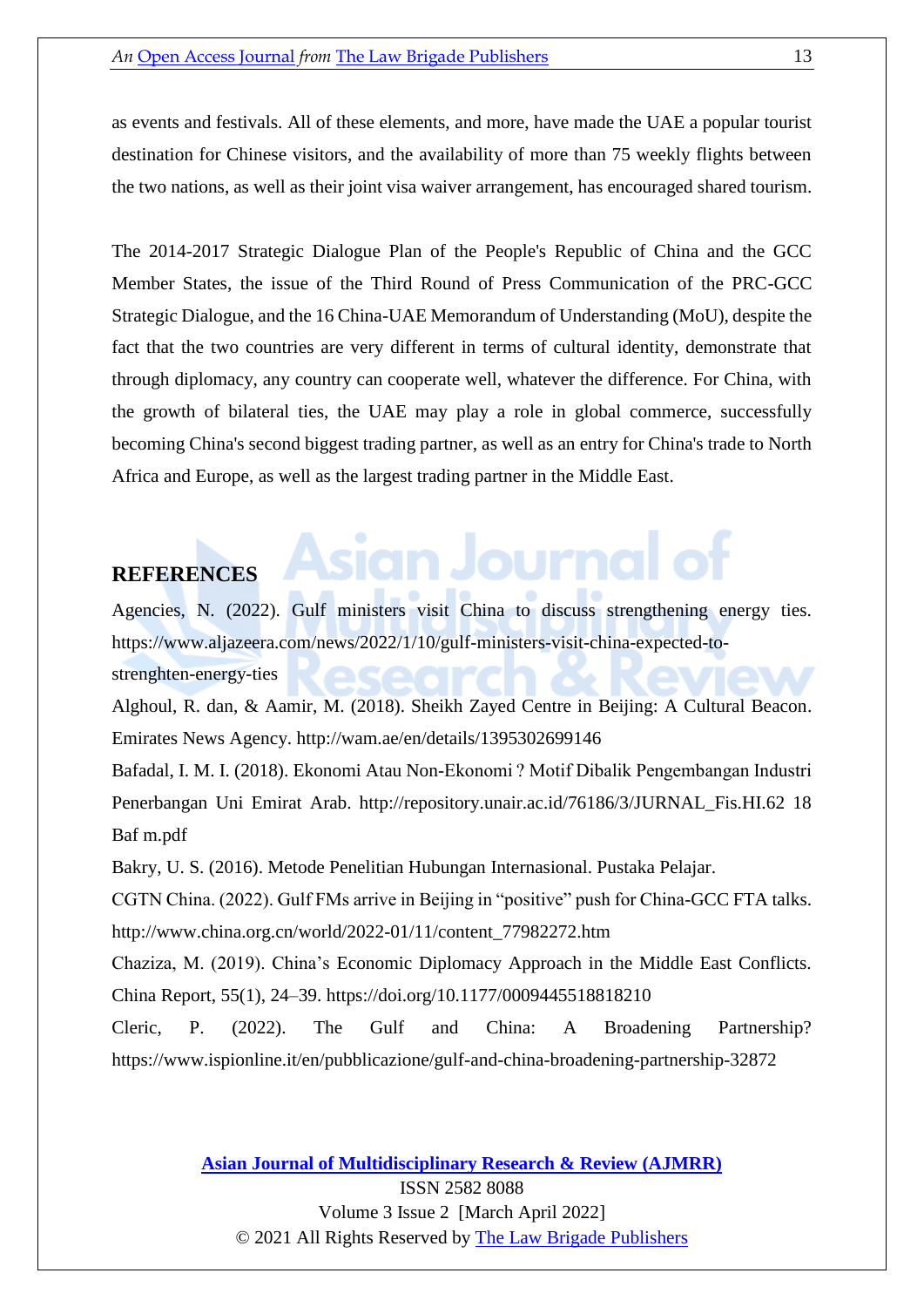as events and festivals. All of these elements, and more, have made the UAE a popular tourist destination for Chinese visitors, and the availability of more than 75 weekly flights between the two nations, as well as their joint visa waiver arrangement, has encouraged shared tourism.

The 2014-2017 Strategic Dialogue Plan of the People's Republic of China and the GCC Member States, the issue of the Third Round of Press Communication of the PRC-GCC Strategic Dialogue, and the 16 China-UAE Memorandum of Understanding (MoU), despite the fact that the two countries are very different in terms of cultural identity, demonstrate that through diplomacy, any country can cooperate well, whatever the difference. For China, with the growth of bilateral ties, the UAE may play a role in global commerce, successfully becoming China's second biggest trading partner, as well as an entry for China's trade to North Africa and Europe, as well as the largest trading partner in the Middle East.

## REFERENCES

Agencies, N. (2022). Gulf ministers visit China to discuss strengthening energy ties. https://www.aljazeera.com/news/2022/1/10/gulf-ministers-visit-china-expected-to-strenghten-energy-ties

Alghoul, R. dan, & Aamir, M. (2018). Sheikh Zayed Centre in Beijing: A Cultural Beacon. Emirates News Agency. http://wam.ae/en/details/1395302699146

Bafadal, I. M. I. (2018). Ekonomi Atau Non-Ekonomi ? Motif Dibalik Pengembangan Industri Penerbangan Uni Emirat Arab. http://repository.unair.ac.id/76186/3/JURNAL_Fis.HI.62 18 Baf m.pdf

Bakry, U. S. (2016). Metode Penelitian Hubungan Internasional. Pustaka Pelajar.

CGTN China. (2022). Gulf FMs arrive in Beijing in "positive" push for China-GCC FTA talks. http://www.china.org.cn/world/2022-01/11/content_77982272.htm

Chaziza, M. (2019). China's Economic Diplomacy Approach in the Middle East Conflicts. China Report, 55(1), 24–39. https://doi.org/10.1177/0009445518818210

Cleric, P. (2022). The Gulf and China: A Broadening Partnership? https://www.ispionline.it/en/pubblicazione/gulf-and-china-broadening-partnership-32872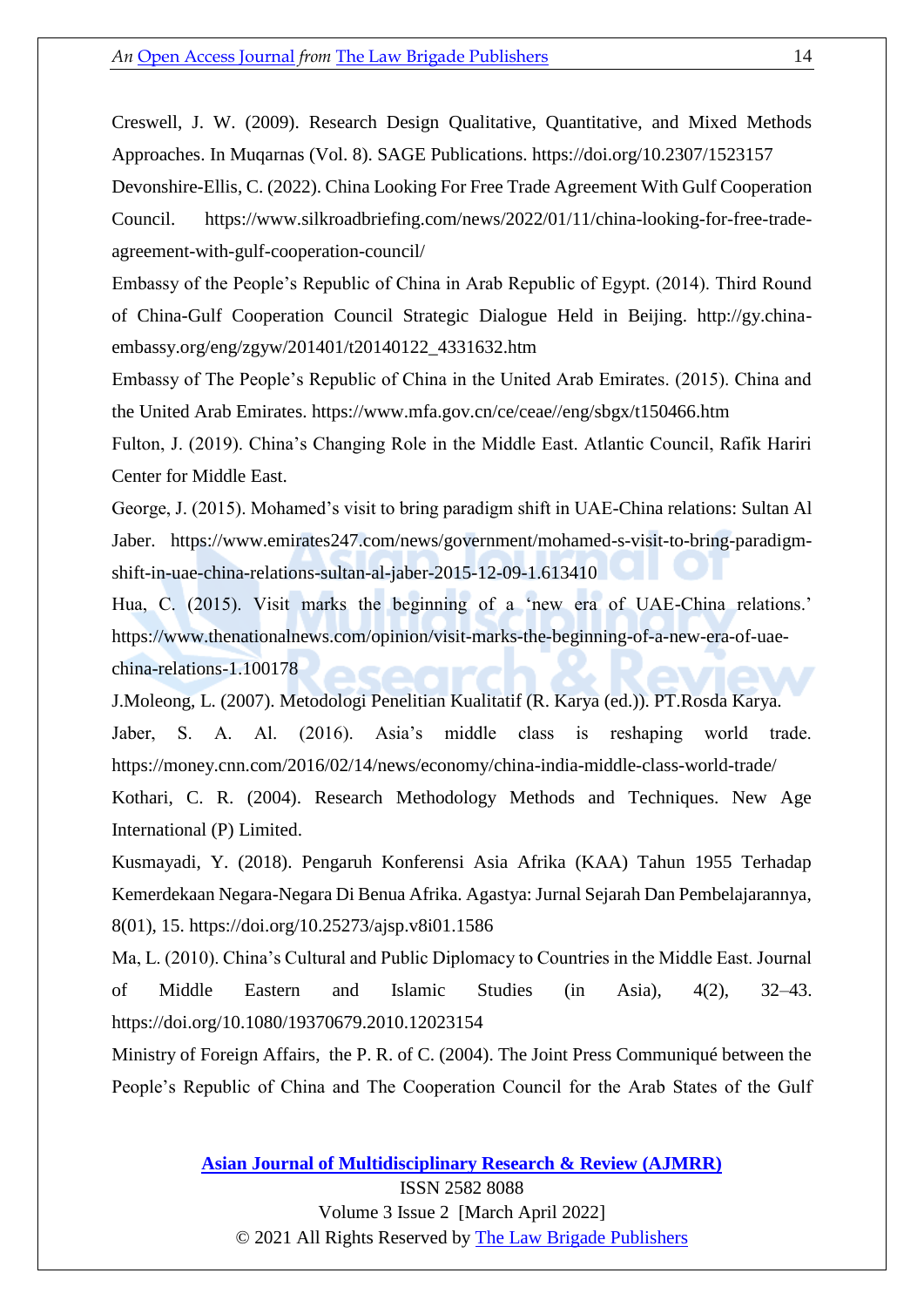Creswell, J. W. (2009). Research Design Qualitative, Quantitative, and Mixed Methods Approaches. In Muqarnas (Vol. 8). SAGE Publications. https://doi.org/10.2307/1523157

Devonshire-Ellis, C. (2022). China Looking For Free Trade Agreement With Gulf Cooperation Council. https://www.silkroadbriefing.com/news/2022/01/11/china-looking-for-free-trade-agreement-with-gulf-cooperation-council/

Embassy of the People's Republic of China in Arab Republic of Egypt. (2014). Third Round of China-Gulf Cooperation Council Strategic Dialogue Held in Beijing. http://gy.china-embassy.org/eng/zgyw/201401/t20140122_4331632.htm

Embassy of The People's Republic of China in the United Arab Emirates. (2015). China and the United Arab Emirates. https://www.mfa.gov.cn/ce/ceae//eng/sbgx/t150466.htm

Fulton, J. (2019). China's Changing Role in the Middle East. Atlantic Council, Rafik Hariri Center for Middle East.

George, J. (2015). Mohamed's visit to bring paradigm shift in UAE-China relations: Sultan Al Jaber. https://www.emirates247.com/news/government/mohamed-s-visit-to-bring-paradigm-shift-in-uae-china-relations-sultan-al-jaber-2015-12-09-1.613410

Hua, C. (2015). Visit marks the beginning of a 'new era of UAE-China relations.' https://www.thenationalnews.com/opinion/visit-marks-the-beginning-of-a-new-era-of-uae-china-relations-1.100178

J.Moleong, L. (2007). Metodologi Penelitian Kualitatif (R. Karya (ed.)). PT.Rosda Karya.

Jaber, S. A. Al. (2016). Asia's middle class is reshaping world trade. https://money.cnn.com/2016/02/14/news/economy/china-india-middle-class-world-trade/

Kothari, C. R. (2004). Research Methodology Methods and Techniques. New Age International (P) Limited.

Kusmayadi, Y. (2018). Pengaruh Konferensi Asia Afrika (KAA) Tahun 1955 Terhadap Kemerdekaan Negara-Negara Di Benua Afrika. Agastya: Jurnal Sejarah Dan Pembelajarannya, 8(01), 15. https://doi.org/10.25273/ajsp.v8i01.1586

Ma, L. (2010). China's Cultural and Public Diplomacy to Countries in the Middle East. Journal of Middle Eastern and Islamic Studies (in Asia), 4(2), 32–43. https://doi.org/10.1080/19370679.2010.12023154

Ministry of Foreign Affairs, the P. R. of C. (2004). The Joint Press Communiqué between the People's Republic of China and The Cooperation Council for the Arab States of the Gulf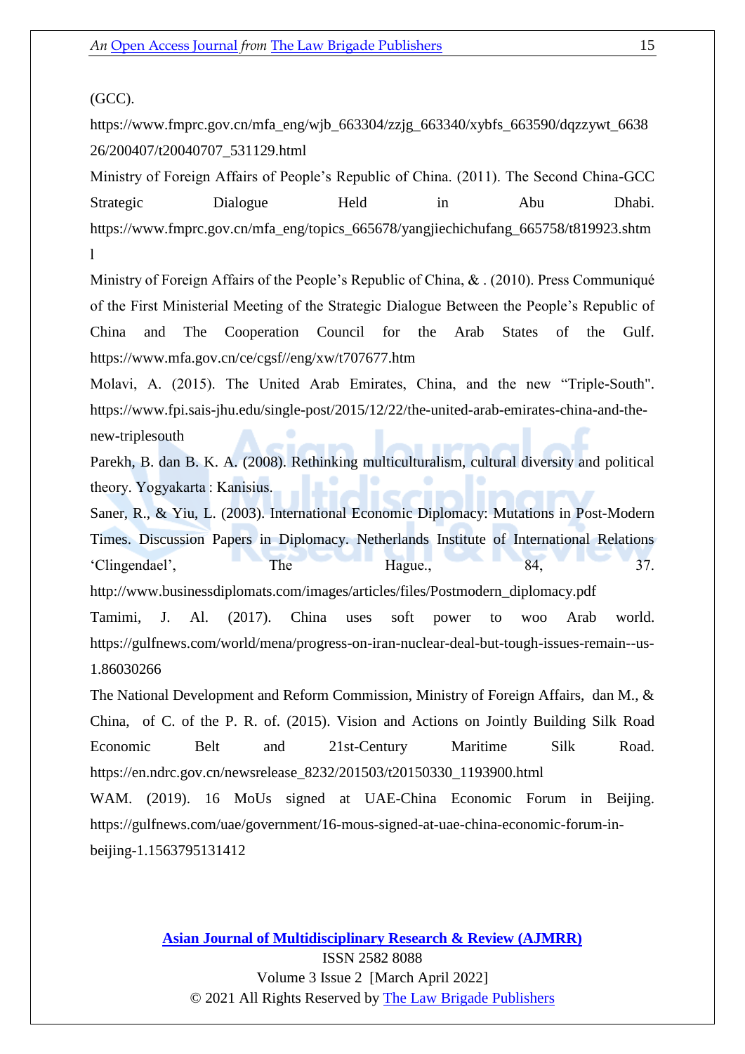(GCC).
https://www.fmprc.gov.cn/mfa_eng/wjb_663304/zzjg_663340/xybfs_663590/dqzzywt_663826/200407/t20040707_531129.html

Ministry of Foreign Affairs of People's Republic of China. (2011). The Second China-GCC Strategic Dialogue Held in Abu Dhabi. https://www.fmprc.gov.cn/mfa_eng/topics_665678/yangjiechichufang_665758/t819923.shtml

Ministry of Foreign Affairs of the People's Republic of China, & . (2010). Press Communiqué of the First Ministerial Meeting of the Strategic Dialogue Between the People's Republic of China and The Cooperation Council for the Arab States of the Gulf. https://www.mfa.gov.cn/ce/cgsf//eng/xw/t707677.htm

Molavi, A. (2015). The United Arab Emirates, China, and the new "Triple-South". https://www.fpi.sais-jhu.edu/single-post/2015/12/22/the-united-arab-emirates-china-and-the-new-triplesouth

Parekh, B. dan B. K. A. (2008). Rethinking multiculturalism, cultural diversity and political theory. Yogyakarta : Kanisius.

Saner, R., & Yiu, L. (2003). International Economic Diplomacy: Mutations in Post-Modern Times. Discussion Papers in Diplomacy. Netherlands Institute of International Relations 'Clingendael', The Hague., 84, 37. http://www.businessdiplomats.com/images/articles/files/Postmodern_diplomacy.pdf

Tamimi, J. Al. (2017). China uses soft power to woo Arab world. https://gulfnews.com/world/mena/progress-on-iran-nuclear-deal-but-tough-issues-remain--us-1.86030266

The National Development and Reform Commission, Ministry of Foreign Affairs, dan M., & China, of C. of the P. R. of. (2015). Vision and Actions on Jointly Building Silk Road Economic Belt and 21st-Century Maritime Silk Road. https://en.ndrc.gov.cn/newsrelease_8232/201503/t20150330_1193900.html

WAM. (2019). 16 MoUs signed at UAE-China Economic Forum in Beijing. https://gulfnews.com/uae/government/16-mous-signed-at-uae-china-economic-forum-in-beijing-1.1563795131412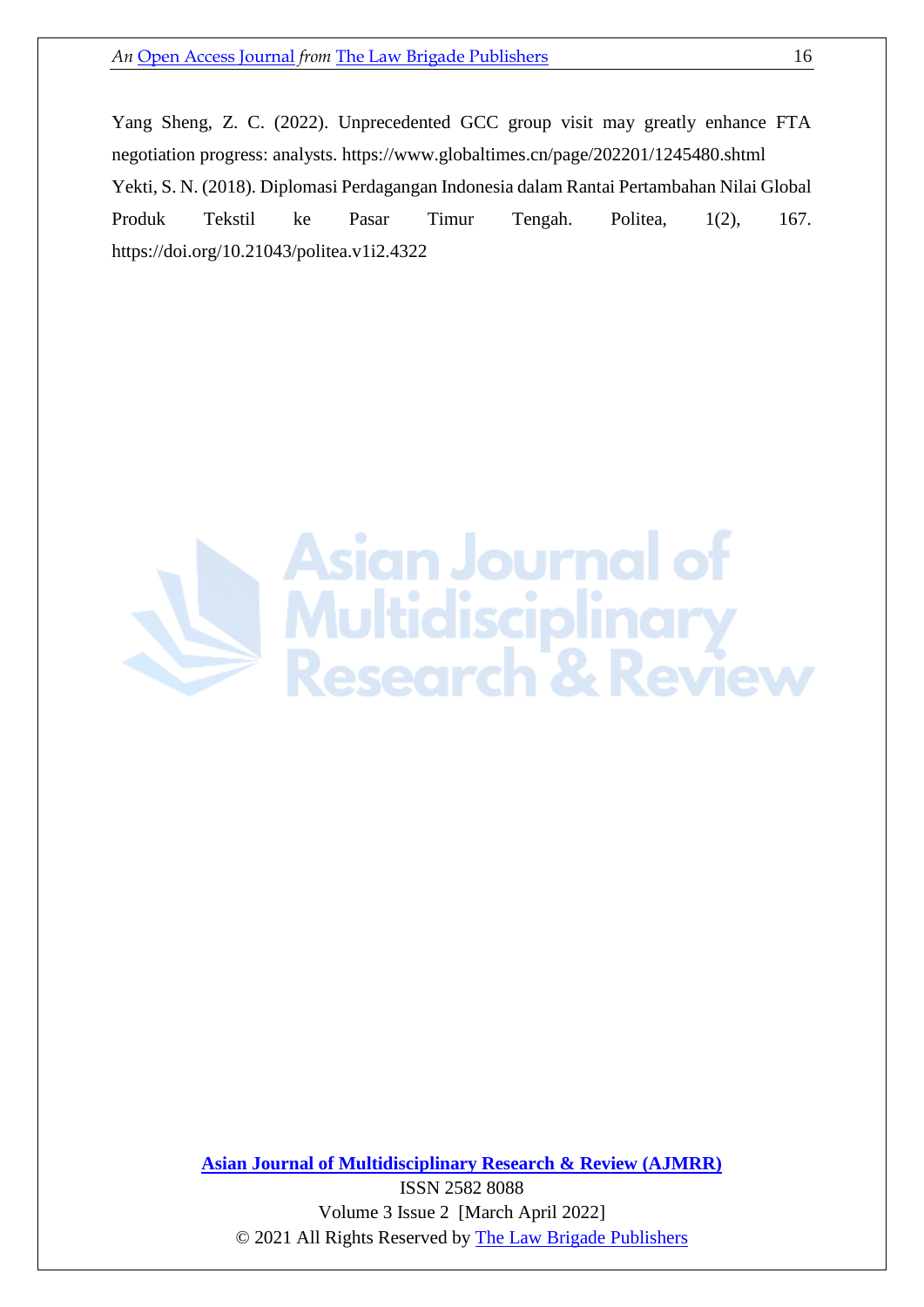Yang Sheng, Z. C. (2022). Unprecedented GCC group visit may greatly enhance FTA negotiation progress: analysts. https://www.globaltimes.cn/page/202201/1245480.shtml

Yekti, S. N. (2018). Diplomasi Perdagangan Indonesia dalam Rantai Pertambahan Nilai Global Produk Tekstil ke Pasar Timur Tengah. Politea, 1(2), 167. https://doi.org/10.21043/politea.v1i2.4322